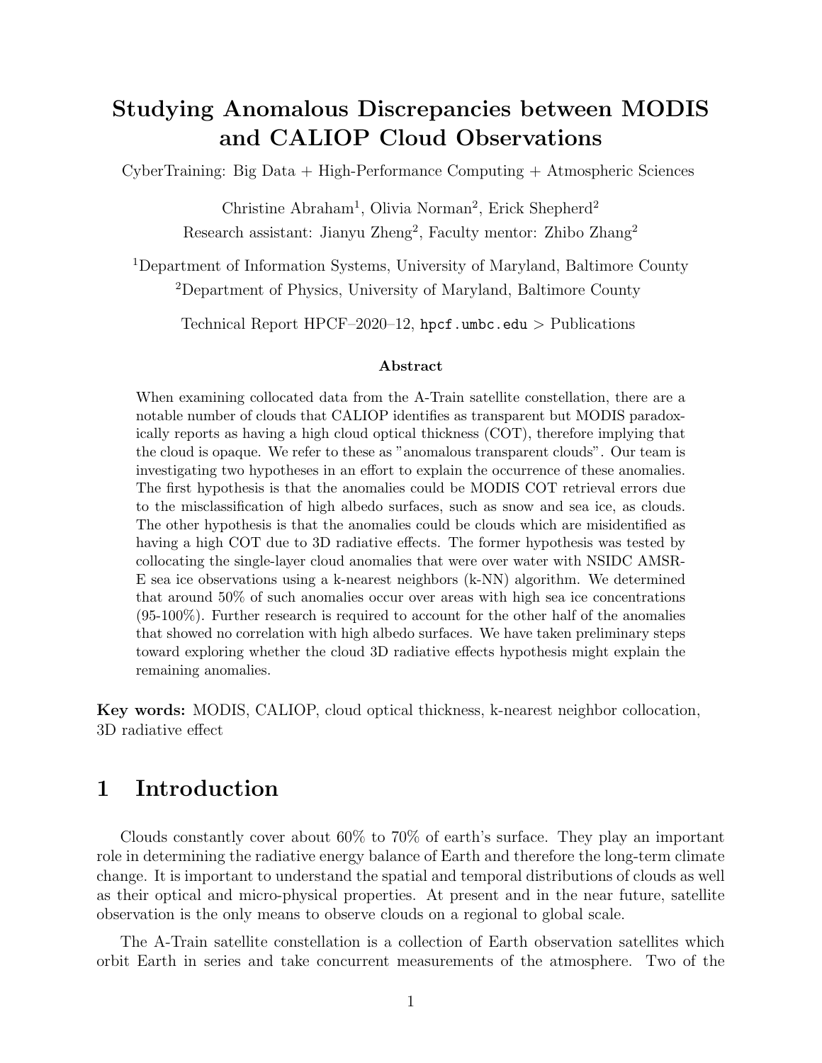# Studying Anomalous Discrepancies between MODIS and CALIOP Cloud Observations

CyberTraining: Big Data + High-Performance Computing + Atmospheric Sciences

Christine Abraham[1], Olivia Norman[2], Erick Shepherd[2]
Research assistant: Jianyu Zheng[2], Faculty mentor: Zhibo Zhang[2]

[1]Department of Information Systems, University of Maryland, Baltimore County
[2]Department of Physics, University of Maryland, Baltimore County

Technical Report HPCF–2020–12, `hpcf.umbc.edu` > Publications

### Abstract

When examining collocated data from the A-Train satellite constellation, there are a notable number of clouds that CALIOP identifies as transparent but MODIS paradoxically reports as having a high cloud optical thickness (COT), therefore implying that the cloud is opaque. We refer to these as "anomalous transparent clouds". Our team is investigating two hypotheses in an effort to explain the occurrence of these anomalies. The first hypothesis is that the anomalies could be MODIS COT retrieval errors due to the misclassification of high albedo surfaces, such as snow and sea ice, as clouds. The other hypothesis is that the anomalies could be clouds which are misidentified as having a high COT due to 3D radiative effects. The former hypothesis was tested by collocating the single-layer cloud anomalies that were over water with NSIDC AMSR-E sea ice observations using a k-nearest neighbors (k-NN) algorithm. We determined that around 50% of such anomalies occur over areas with high sea ice concentrations (95-100%). Further research is required to account for the other half of the anomalies that showed no correlation with high albedo surfaces. We have taken preliminary steps toward exploring whether the cloud 3D radiative effects hypothesis might explain the remaining anomalies.

**Key words:** MODIS, CALIOP, cloud optical thickness, k-nearest neighbor collocation, 3D radiative effect

## 1 Introduction

Clouds constantly cover about 60% to 70% of earth's surface. They play an important role in determining the radiative energy balance of Earth and therefore the long-term climate change. It is important to understand the spatial and temporal distributions of clouds as well as their optical and micro-physical properties. At present and in the near future, satellite observation is the only means to observe clouds on a regional to global scale.

The A-Train satellite constellation is a collection of Earth observation satellites which orbit Earth in series and take concurrent measurements of the atmosphere. Two of the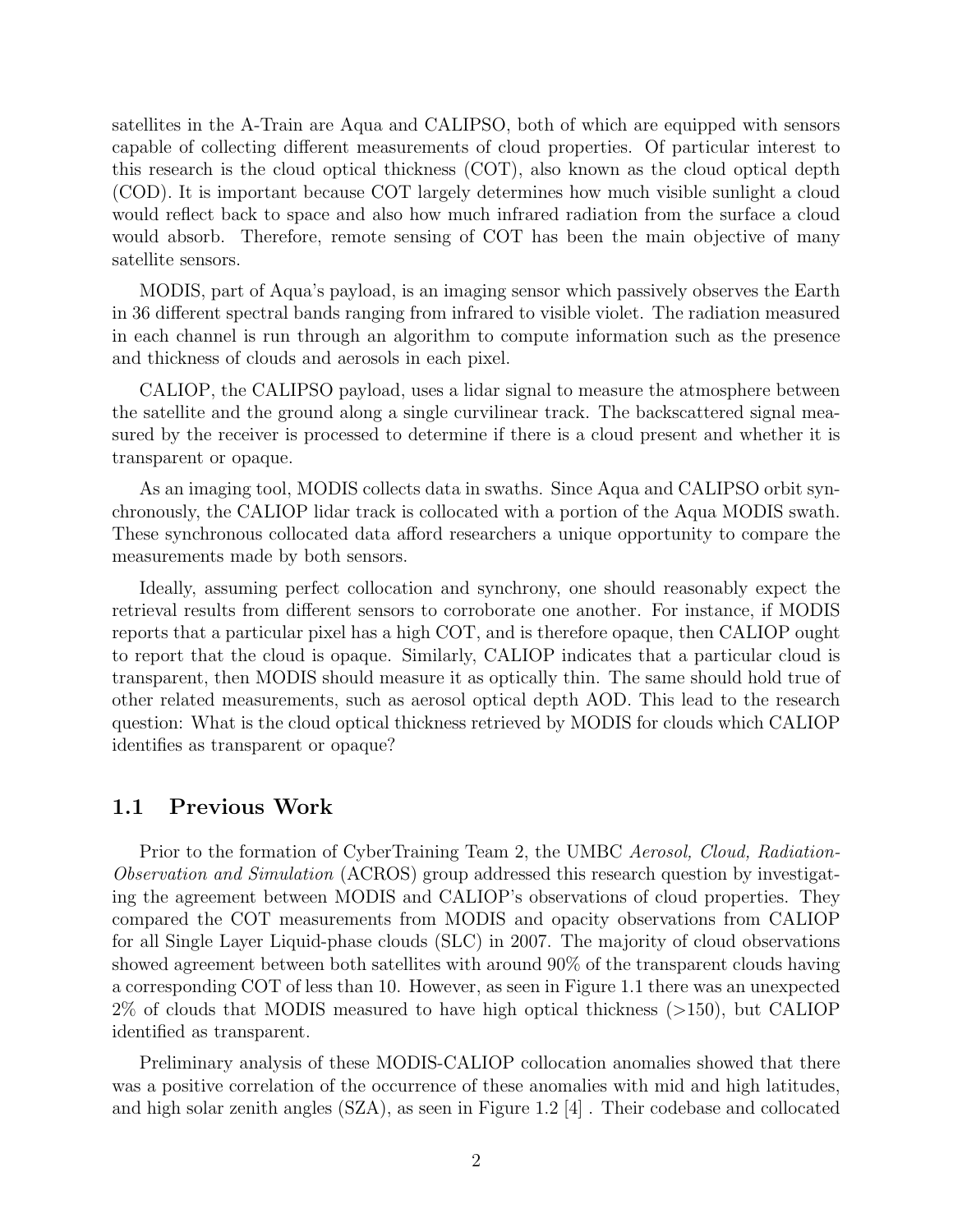satellites in the A-Train are Aqua and CALIPSO, both of which are equipped with sensors capable of collecting different measurements of cloud properties. Of particular interest to this research is the cloud optical thickness (COT), also known as the cloud optical depth (COD). It is important because COT largely determines how much visible sunlight a cloud would reflect back to space and also how much infrared radiation from the surface a cloud would absorb. Therefore, remote sensing of COT has been the main objective of many satellite sensors.

MODIS, part of Aqua's payload, is an imaging sensor which passively observes the Earth in 36 different spectral bands ranging from infrared to visible violet. The radiation measured in each channel is run through an algorithm to compute information such as the presence and thickness of clouds and aerosols in each pixel.

CALIOP, the CALIPSO payload, uses a lidar signal to measure the atmosphere between the satellite and the ground along a single curvilinear track. The backscattered signal measured by the receiver is processed to determine if there is a cloud present and whether it is transparent or opaque.

As an imaging tool, MODIS collects data in swaths. Since Aqua and CALIPSO orbit synchronously, the CALIOP lidar track is collocated with a portion of the Aqua MODIS swath. These synchronous collocated data afford researchers a unique opportunity to compare the measurements made by both sensors.

Ideally, assuming perfect collocation and synchrony, one should reasonably expect the retrieval results from different sensors to corroborate one another. For instance, if MODIS reports that a particular pixel has a high COT, and is therefore opaque, then CALIOP ought to report that the cloud is opaque. Similarly, CALIOP indicates that a particular cloud is transparent, then MODIS should measure it as optically thin. The same should hold true of other related measurements, such as aerosol optical depth AOD. This lead to the research question: What is the cloud optical thickness retrieved by MODIS for clouds which CALIOP identifies as transparent or opaque?

## 1.1 Previous Work

Prior to the formation of CyberTraining Team 2, the UMBC *Aerosol, Cloud, Radiation-Observation and Simulation* (ACROS) group addressed this research question by investigating the agreement between MODIS and CALIOP's observations of cloud properties. They compared the COT measurements from MODIS and opacity observations from CALIOP for all Single Layer Liquid-phase clouds (SLC) in 2007. The majority of cloud observations showed agreement between both satellites with around 90% of the transparent clouds having a corresponding COT of less than 10. However, as seen in Figure 1.1 there was an unexpected 2% of clouds that MODIS measured to have high optical thickness (>150), but CALIOP identified as transparent.

Preliminary analysis of these MODIS-CALIOP collocation anomalies showed that there was a positive correlation of the occurrence of these anomalies with mid and high latitudes, and high solar zenith angles (SZA), as seen in Figure 1.2 [4] . Their codebase and collocated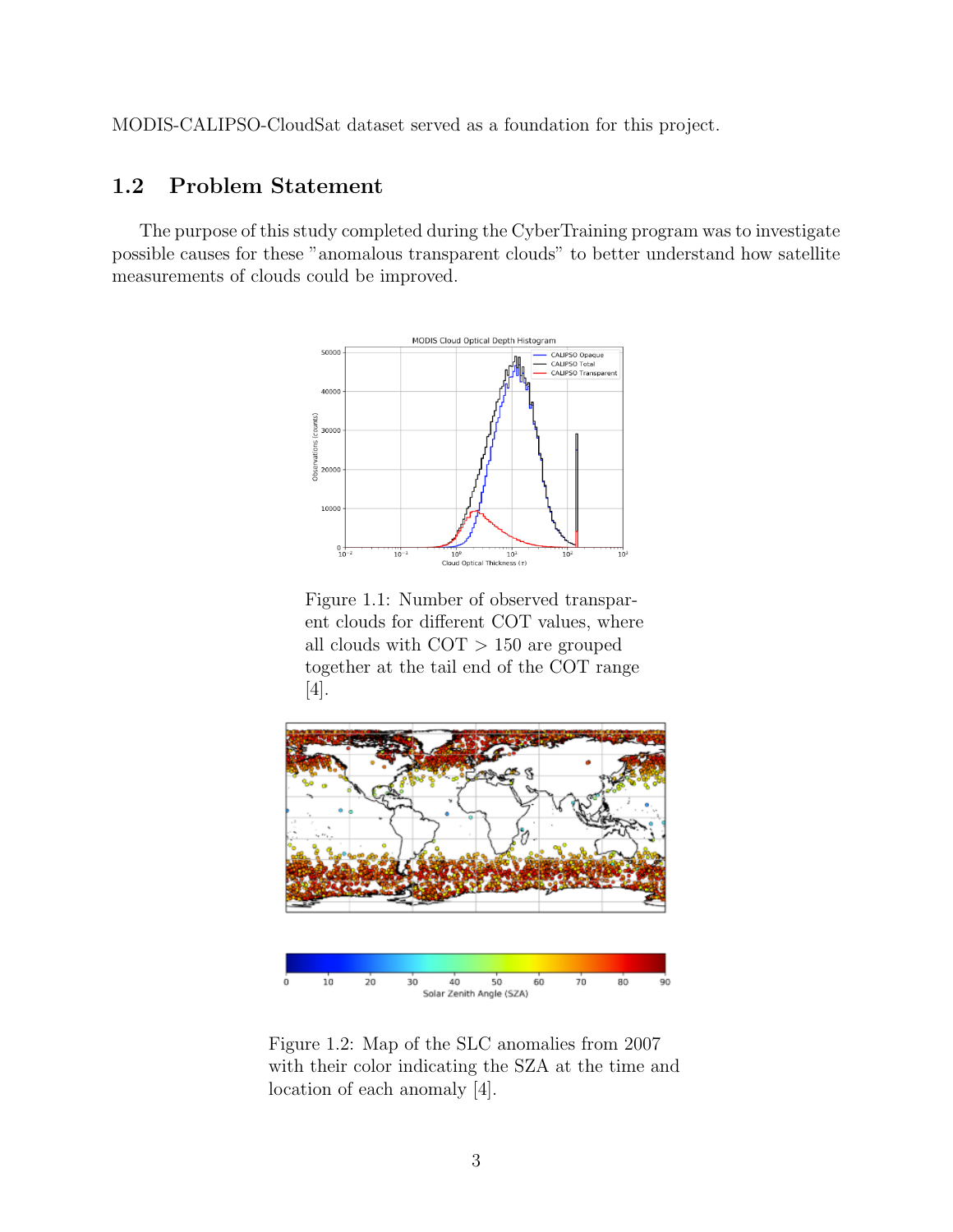MODIS-CALIPSO-CloudSat dataset served as a foundation for this project.

## 1.2 Problem Statement

The purpose of this study completed during the CyberTraining program was to investigate possible causes for these "anomalous transparent clouds" to better understand how satellite measurements of clouds could be improved.

Figure 1.1: Number of observed transparent clouds for different COT values, where all clouds with COT > 150 are grouped together at the tail end of the COT range [4].

Figure 1.2: Map of the SLC anomalies from 2007 with their color indicating the SZA at the time and location of each anomaly [4].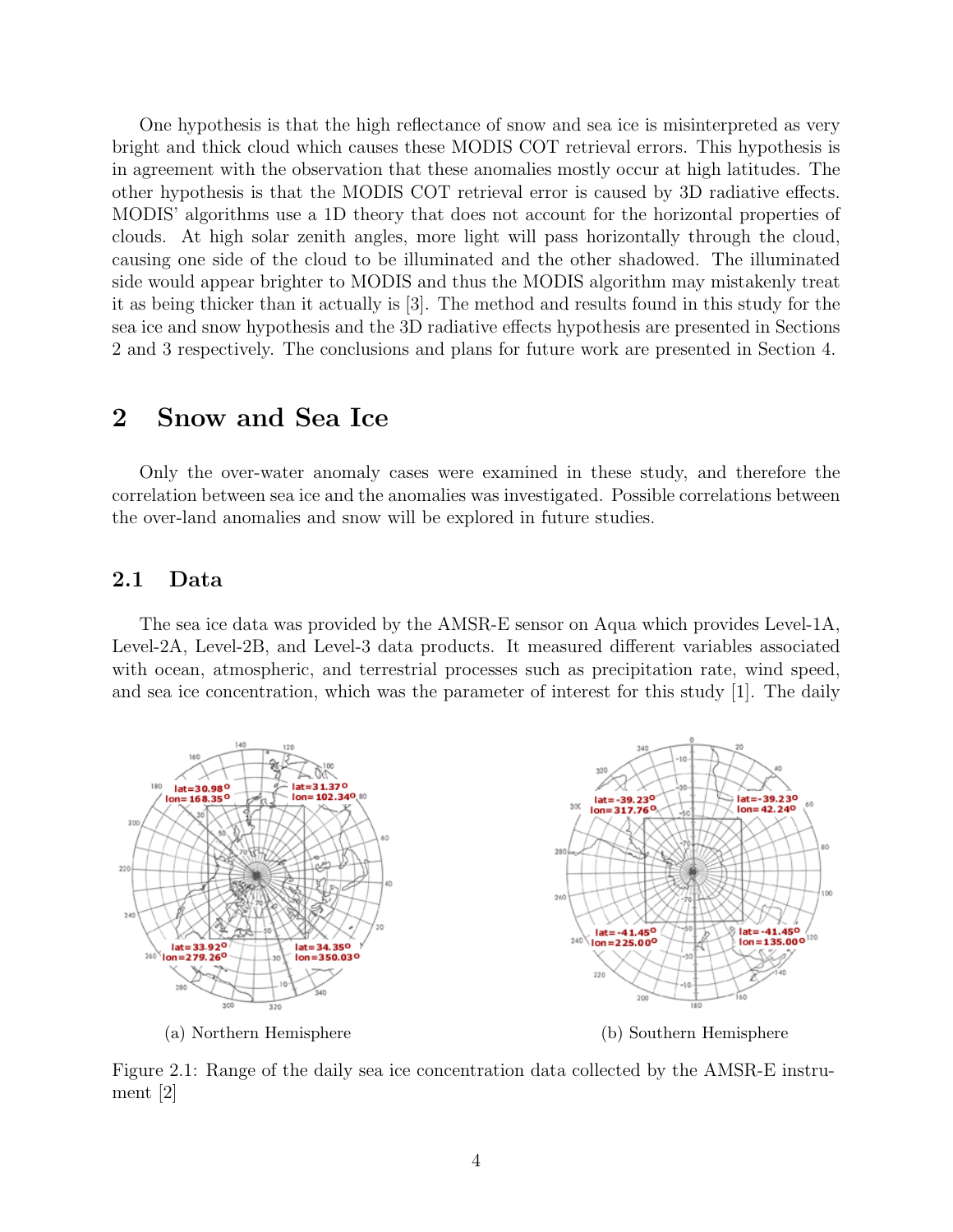One hypothesis is that the high reflectance of snow and sea ice is misinterpreted as very bright and thick cloud which causes these MODIS COT retrieval errors. This hypothesis is in agreement with the observation that these anomalies mostly occur at high latitudes. The other hypothesis is that the MODIS COT retrieval error is caused by 3D radiative effects. MODIS' algorithms use a 1D theory that does not account for the horizontal properties of clouds. At high solar zenith angles, more light will pass horizontally through the cloud, causing one side of the cloud to be illuminated and the other shadowed. The illuminated side would appear brighter to MODIS and thus the MODIS algorithm may mistakenly treat it as being thicker than it actually is [3]. The method and results found in this study for the sea ice and snow hypothesis and the 3D radiative effects hypothesis are presented in Sections 2 and 3 respectively. The conclusions and plans for future work are presented in Section 4.

# 2 Snow and Sea Ice

Only the over-water anomaly cases were examined in these study, and therefore the correlation between sea ice and the anomalies was investigated. Possible correlations between the over-land anomalies and snow will be explored in future studies.

## 2.1 Data

The sea ice data was provided by the AMSR-E sensor on Aqua which provides Level-1A, Level-2A, Level-2B, and Level-3 data products. It measured different variables associated with ocean, atmospheric, and terrestrial processes such as precipitation rate, wind speed, and sea ice concentration, which was the parameter of interest for this study [1]. The daily

(a) Northern Hemisphere

(b) Southern Hemisphere

Figure 2.1: Range of the daily sea ice concentration data collected by the AMSR-E instrument [2]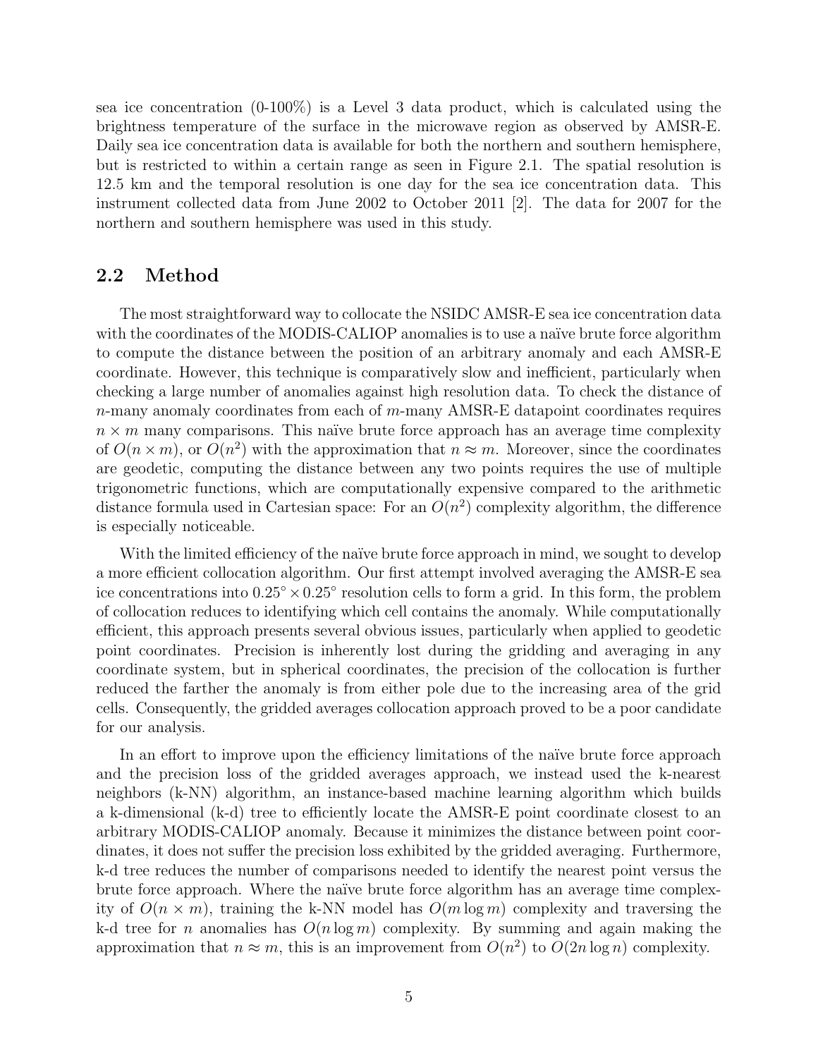sea ice concentration (0-100%) is a Level 3 data product, which is calculated using the brightness temperature of the surface in the microwave region as observed by AMSR-E. Daily sea ice concentration data is available for both the northern and southern hemisphere, but is restricted to within a certain range as seen in Figure 2.1. The spatial resolution is 12.5 km and the temporal resolution is one day for the sea ice concentration data. This instrument collected data from June 2002 to October 2011 [2]. The data for 2007 for the northern and southern hemisphere was used in this study.

## 2.2 Method

The most straightforward way to collocate the NSIDC AMSR-E sea ice concentration data with the coordinates of the MODIS-CALIOP anomalies is to use a naïve brute force algorithm to compute the distance between the position of an arbitrary anomaly and each AMSR-E coordinate. However, this technique is comparatively slow and inefficient, particularly when checking a large number of anomalies against high resolution data. To check the distance of $n$-many anomaly coordinates from each of $m$-many AMSR-E datapoint coordinates requires $n \times m$ many comparisons. This naïve brute force approach has an average time complexity of $O(n \times m)$, or $O(n^2)$ with the approximation that $n \approx m$. Moreover, since the coordinates are geodetic, computing the distance between any two points requires the use of multiple trigonometric functions, which are computationally expensive compared to the arithmetic distance formula used in Cartesian space: For an $O(n^2)$ complexity algorithm, the difference is especially noticeable.

With the limited efficiency of the naïve brute force approach in mind, we sought to develop a more efficient collocation algorithm. Our first attempt involved averaging the AMSR-E sea ice concentrations into $0.25^\circ \times 0.25^\circ$ resolution cells to form a grid. In this form, the problem of collocation reduces to identifying which cell contains the anomaly. While computationally efficient, this approach presents several obvious issues, particularly when applied to geodetic point coordinates. Precision is inherently lost during the gridding and averaging in any coordinate system, but in spherical coordinates, the precision of the collocation is further reduced the farther the anomaly is from either pole due to the increasing area of the grid cells. Consequently, the gridded averages collocation approach proved to be a poor candidate for our analysis.

In an effort to improve upon the efficiency limitations of the naïve brute force approach and the precision loss of the gridded averages approach, we instead used the k-nearest neighbors (k-NN) algorithm, an instance-based machine learning algorithm which builds a k-dimensional (k-d) tree to efficiently locate the AMSR-E point coordinate closest to an arbitrary MODIS-CALIOP anomaly. Because it minimizes the distance between point coordinates, it does not suffer the precision loss exhibited by the gridded averaging. Furthermore, k-d tree reduces the number of comparisons needed to identify the nearest point versus the brute force approach. Where the naïve brute force algorithm has an average time complexity of $O(n \times m)$, training the k-NN model has $O(m \log m)$ complexity and traversing the k-d tree for $n$ anomalies has $O(n \log m)$ complexity. By summing and again making the approximation that $n \approx m$, this is an improvement from $O(n^2)$ to $O(2n \log n)$ complexity.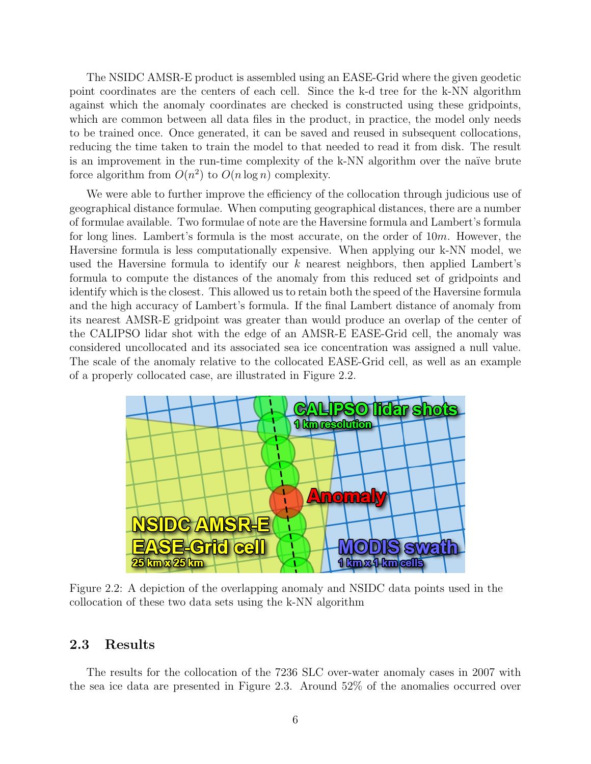The NSIDC AMSR-E product is assembled using an EASE-Grid where the given geodetic point coordinates are the centers of each cell. Since the k-d tree for the k-NN algorithm against which the anomaly coordinates are checked is constructed using these gridpoints, which are common between all data files in the product, in practice, the model only needs to be trained once. Once generated, it can be saved and reused in subsequent collocations, reducing the time taken to train the model to that needed to read it from disk. The result is an improvement in the run-time complexity of the k-NN algorithm over the naïve brute force algorithm from $O(n^2)$ to $O(n \log n)$ complexity.

We were able to further improve the efficiency of the collocation through judicious use of geographical distance formulae. When computing geographical distances, there are a number of formulae available. Two formulae of note are the Haversine formula and Lambert's formula for long lines. Lambert's formula is the most accurate, on the order of $10m$. However, the Haversine formula is less computationally expensive. When applying our k-NN model, we used the Haversine formula to identify our $k$ nearest neighbors, then applied Lambert's formula to compute the distances of the anomaly from this reduced set of gridpoints and identify which is the closest. This allowed us to retain both the speed of the Haversine formula and the high accuracy of Lambert's formula. If the final Lambert distance of anomaly from its nearest AMSR-E gridpoint was greater than would produce an overlap of the center of the CALIPSO lidar shot with the edge of an AMSR-E EASE-Grid cell, the anomaly was considered uncollocated and its associated sea ice concentration was assigned a null value. The scale of the anomaly relative to the collocated EASE-Grid cell, as well as an example of a properly collocated case, are illustrated in Figure 2.2.

Figure 2.2: A depiction of the overlapping anomaly and NSIDC data points used in the collocation of these two data sets using the k-NN algorithm

## 2.3 Results

The results for the collocation of the 7236 SLC over-water anomaly cases in 2007 with the sea ice data are presented in Figure 2.3. Around 52% of the anomalies occurred over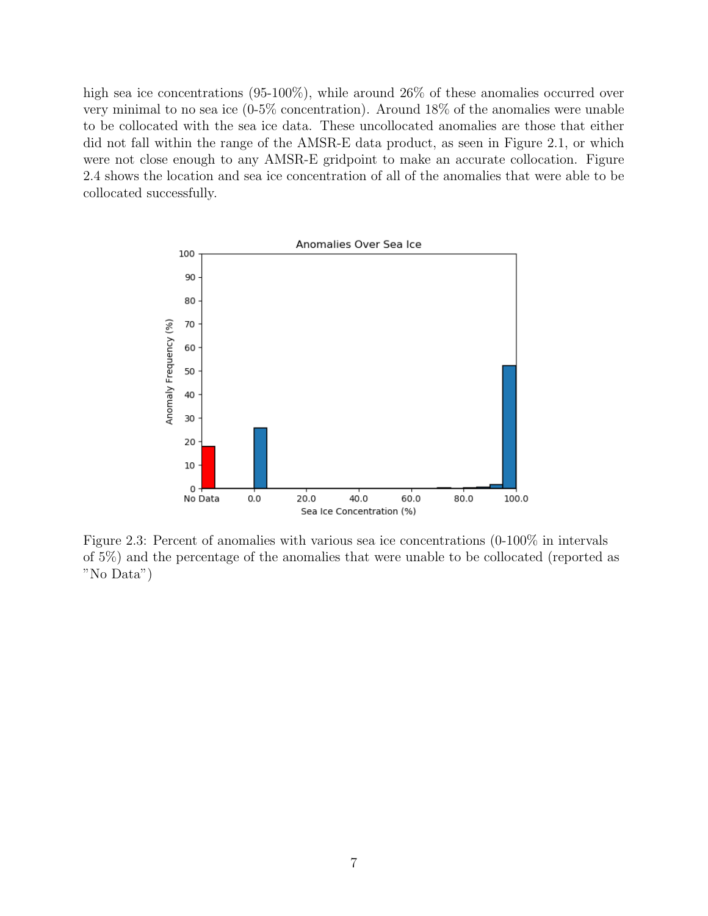high sea ice concentrations (95-100%), while around 26% of these anomalies occurred over very minimal to no sea ice (0-5% concentration). Around 18% of the anomalies were unable to be collocated with the sea ice data. These uncollocated anomalies are those that either did not fall within the range of the AMSR-E data product, as seen in Figure 2.1, or which were not close enough to any AMSR-E gridpoint to make an accurate collocation. Figure 2.4 shows the location and sea ice concentration of all of the anomalies that were able to be collocated successfully.

Figure 2.3: Percent of anomalies with various sea ice concentrations (0-100% in intervals of 5%) and the percentage of the anomalies that were unable to be collocated (reported as "No Data")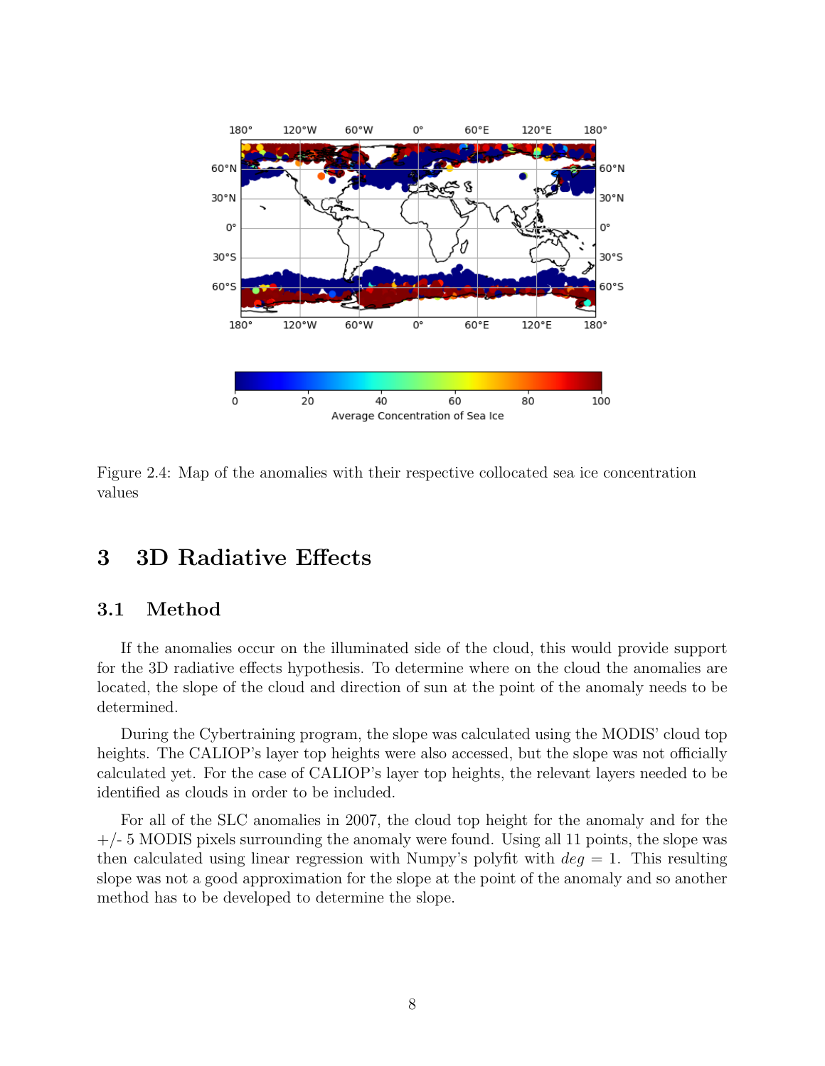Figure 2.4: Map of the anomalies with their respective collocated sea ice concentration values

# 3 3D Radiative Effects

## 3.1 Method

If the anomalies occur on the illuminated side of the cloud, this would provide support for the 3D radiative effects hypothesis. To determine where on the cloud the anomalies are located, the slope of the cloud and direction of sun at the point of the anomaly needs to be determined.

During the Cybertraining program, the slope was calculated using the MODIS' cloud top heights. The CALIOP's layer top heights were also accessed, but the slope was not officially calculated yet. For the case of CALIOP's layer top heights, the relevant layers needed to be identified as clouds in order to be included.

For all of the SLC anomalies in 2007, the cloud top height for the anomaly and for the +/- 5 MODIS pixels surrounding the anomaly were found. Using all 11 points, the slope was then calculated using linear regression with Numpy's polyfit with $deg = 1$. This resulting slope was not a good approximation for the slope at the point of the anomaly and so another method has to be developed to determine the slope.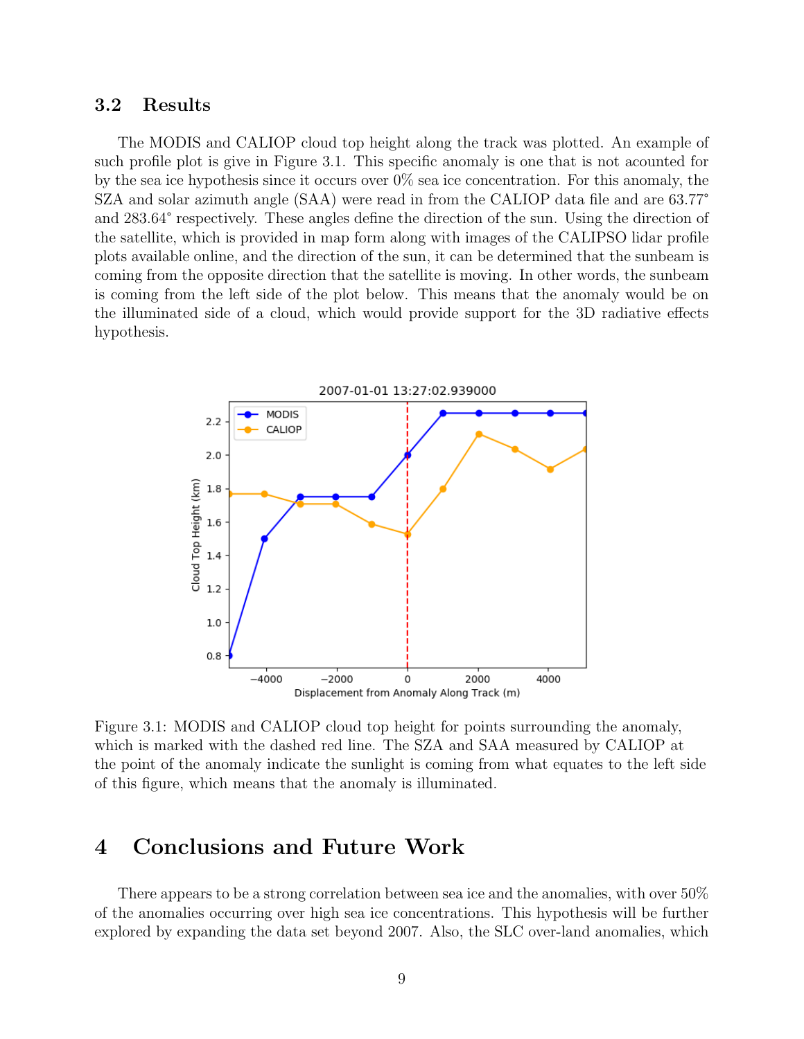### 3.2 Results

The MODIS and CALIOP cloud top height along the track was plotted. An example of such profile plot is give in Figure 3.1. This specific anomaly is one that is not acounted for by the sea ice hypothesis since it occurs over 0% sea ice concentration. For this anomaly, the SZA and solar azimuth angle (SAA) were read in from the CALIOP data file and are 63.77° and 283.64° respectively. These angles define the direction of the sun. Using the direction of the satellite, which is provided in map form along with images of the CALIPSO lidar profile plots available online, and the direction of the sun, it can be determined that the sunbeam is coming from the opposite direction that the satellite is moving. In other words, the sunbeam is coming from the left side of the plot below. This means that the anomaly would be on the illuminated side of a cloud, which would provide support for the 3D radiative effects hypothesis.

Figure 3.1: MODIS and CALIOP cloud top height for points surrounding the anomaly, which is marked with the dashed red line. The SZA and SAA measured by CALIOP at the point of the anomaly indicate the sunlight is coming from what equates to the left side of this figure, which means that the anomaly is illuminated.

# 4 Conclusions and Future Work

There appears to be a strong correlation between sea ice and the anomalies, with over 50% of the anomalies occurring over high sea ice concentrations. This hypothesis will be further explored by expanding the data set beyond 2007. Also, the SLC over-land anomalies, which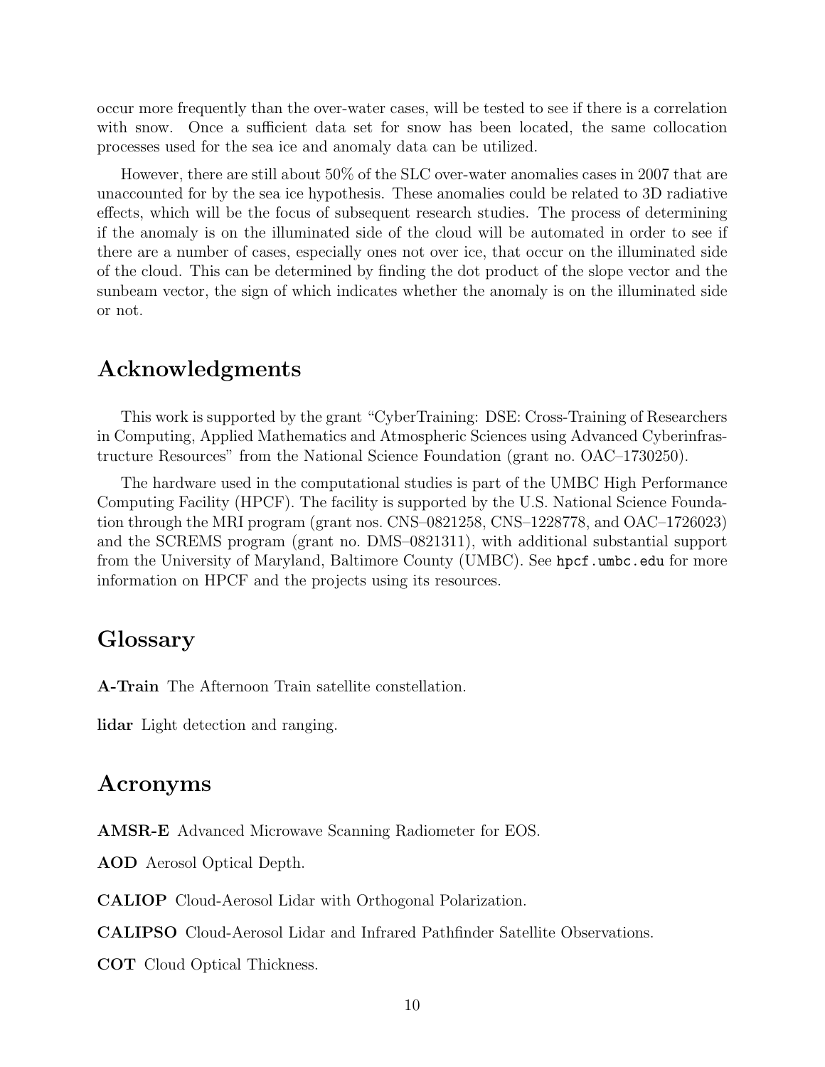occur more frequently than the over-water cases, will be tested to see if there is a correlation with snow. Once a sufficient data set for snow has been located, the same collocation processes used for the sea ice and anomaly data can be utilized.

However, there are still about 50% of the SLC over-water anomalies cases in 2007 that are unaccounted for by the sea ice hypothesis. These anomalies could be related to 3D radiative effects, which will be the focus of subsequent research studies. The process of determining if the anomaly is on the illuminated side of the cloud will be automated in order to see if there are a number of cases, especially ones not over ice, that occur on the illuminated side of the cloud. This can be determined by finding the dot product of the slope vector and the sunbeam vector, the sign of which indicates whether the anomaly is on the illuminated side or not.

## Acknowledgments

This work is supported by the grant "CyberTraining: DSE: Cross-Training of Researchers in Computing, Applied Mathematics and Atmospheric Sciences using Advanced Cyberinfrastructure Resources" from the National Science Foundation (grant no. OAC–1730250).

The hardware used in the computational studies is part of the UMBC High Performance Computing Facility (HPCF). The facility is supported by the U.S. National Science Foundation through the MRI program (grant nos. CNS–0821258, CNS–1228778, and OAC–1726023) and the SCREMS program (grant no. DMS–0821311), with additional substantial support from the University of Maryland, Baltimore County (UMBC). See `hpcf.umbc.edu` for more information on HPCF and the projects using its resources.

## Glossary

**A-Train** The Afternoon Train satellite constellation.

**lidar** Light detection and ranging.

## Acronyms

**AMSR-E** Advanced Microwave Scanning Radiometer for EOS.

**AOD** Aerosol Optical Depth.

**CALIOP** Cloud-Aerosol Lidar with Orthogonal Polarization.

**CALIPSO** Cloud-Aerosol Lidar and Infrared Pathfinder Satellite Observations.

**COT** Cloud Optical Thickness.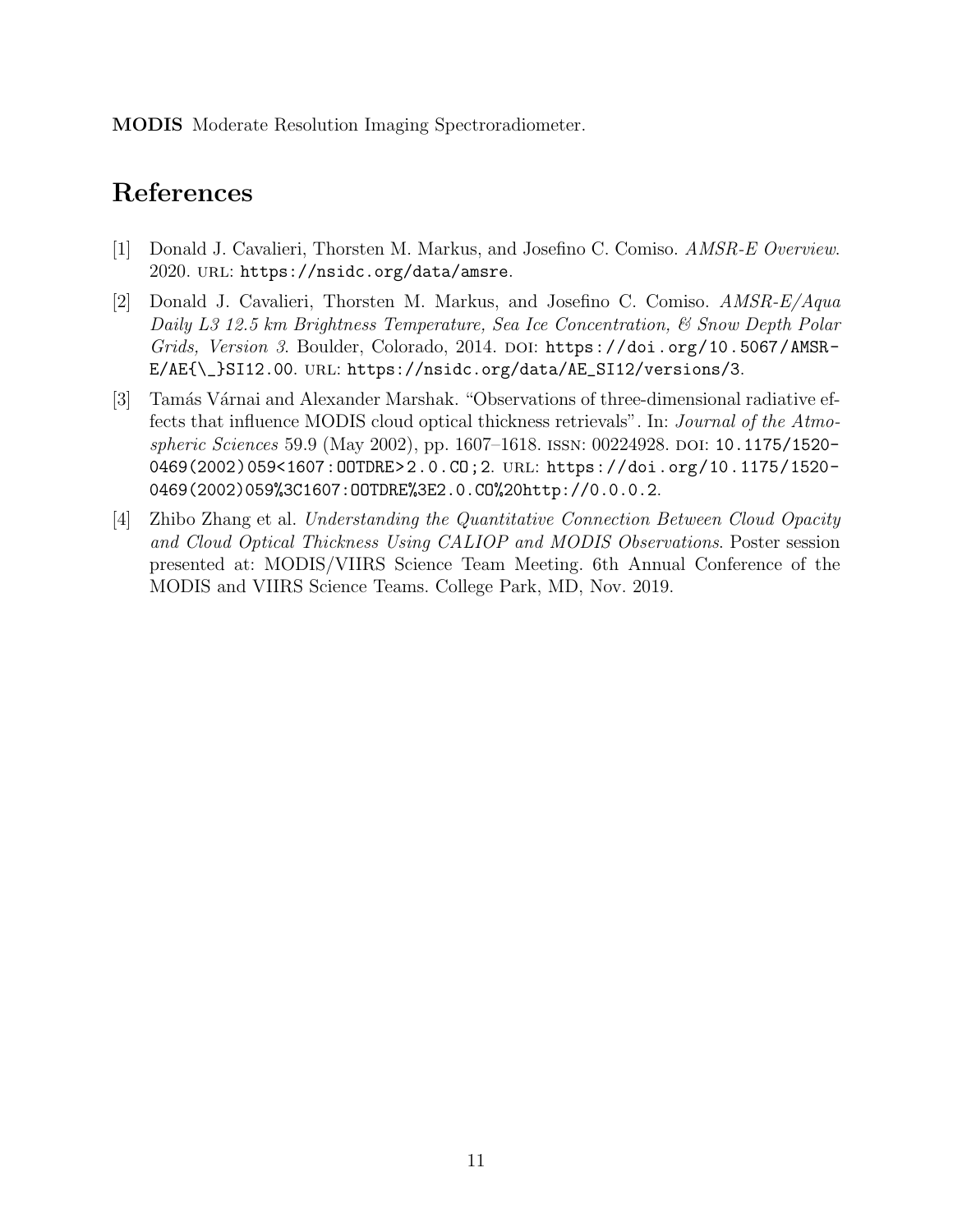**MODIS** Moderate Resolution Imaging Spectroradiometer.

# References

[1] Donald J. Cavalieri, Thorsten M. Markus, and Josefino C. Comiso. *AMSR-E Overview*. 2020. URL: https://nsidc.org/data/amsre.

[2] Donald J. Cavalieri, Thorsten M. Markus, and Josefino C. Comiso. *AMSR-E/Aqua Daily L3 12.5 km Brightness Temperature, Sea Ice Concentration, & Snow Depth Polar Grids, Version 3*. Boulder, Colorado, 2014. DOI: https://doi.org/10.5067/AMSR-E/AE{\_}SI12.00. URL: https://nsidc.org/data/AE_SI12/versions/3.

[3] Tamás Várnai and Alexander Marshak. "Observations of three-dimensional radiative effects that influence MODIS cloud optical thickness retrievals". In: *Journal of the Atmospheric Sciences* 59.9 (May 2002), pp. 1607–1618. ISSN: 00224928. DOI: 10.1175/1520-0469(2002)059<1607:OOTDRE>2.0.CO;2. URL: https://doi.org/10.1175/1520-0469(2002)059%3C1607:OOTDRE%3E2.0.CO%20http://0.0.0.2.

[4] Zhibo Zhang et al. *Understanding the Quantitative Connection Between Cloud Opacity and Cloud Optical Thickness Using CALIOP and MODIS Observations*. Poster session presented at: MODIS/VIIRS Science Team Meeting. 6th Annual Conference of the MODIS and VIIRS Science Teams. College Park, MD, Nov. 2019.